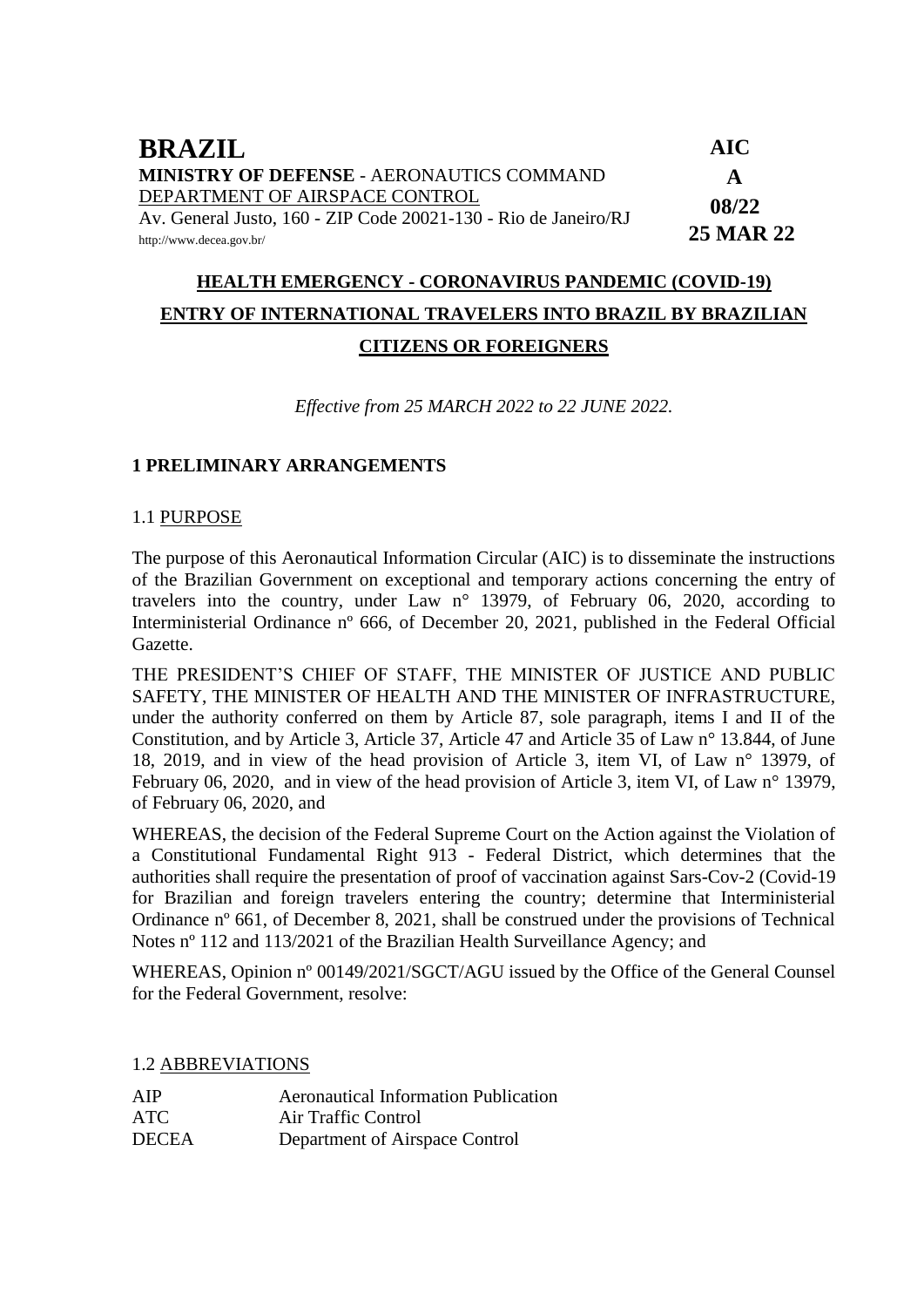# BRAZIL

**MINISTRY OF DEFENSE** - AERONAUTICS COMMAND
DEPARTMENT OF AIRSPACE CONTROL
Av. General Justo, 160 - ZIP Code 20021-130 - Rio de Janeiro/RJ
http://www.decea.gov.br/

**AIC**
**A**
**08/22**
**25 MAR 22**

## HEALTH EMERGENCY - CORONAVIRUS PANDEMIC (COVID-19) ENTRY OF INTERNATIONAL TRAVELERS INTO BRAZIL BY BRAZILIAN CITIZENS OR FOREIGNERS

*Effective from 25 MARCH 2022 to 22 JUNE 2022.*

### 1 PRELIMINARY ARRANGEMENTS

#### 1.1 PURPOSE

The purpose of this Aeronautical Information Circular (AIC) is to disseminate the instructions of the Brazilian Government on exceptional and temporary actions concerning the entry of travelers into the country, under Law n° 13979, of February 06, 2020, according to Interministerial Ordinance nº 666, of December 20, 2021, published in the Federal Official Gazette.

THE PRESIDENT'S CHIEF OF STAFF, THE MINISTER OF JUSTICE AND PUBLIC SAFETY, THE MINISTER OF HEALTH AND THE MINISTER OF INFRASTRUCTURE, under the authority conferred on them by Article 87, sole paragraph, items I and II of the Constitution, and by Article 3, Article 37, Article 47 and Article 35 of Law n° 13.844, of June 18, 2019, and in view of the head provision of Article 3, item VI, of Law n° 13979, of February 06, 2020, and in view of the head provision of Article 3, item VI, of Law n° 13979, of February 06, 2020, and

WHEREAS, the decision of the Federal Supreme Court on the Action against the Violation of a Constitutional Fundamental Right 913 - Federal District, which determines that the authorities shall require the presentation of proof of vaccination against Sars-Cov-2 (Covid-19 for Brazilian and foreign travelers entering the country; determine that Interministerial Ordinance nº 661, of December 8, 2021, shall be construed under the provisions of Technical Notes nº 112 and 113/2021 of the Brazilian Health Surveillance Agency; and

WHEREAS, Opinion nº 00149/2021/SGCT/AGU issued by the Office of the General Counsel for the Federal Government, resolve:

#### 1.2 ABBREVIATIONS

| | |
|---|---|
| AIP | Aeronautical Information Publication |
| ATC | Air Traffic Control |
| DECEA | Department of Airspace Control |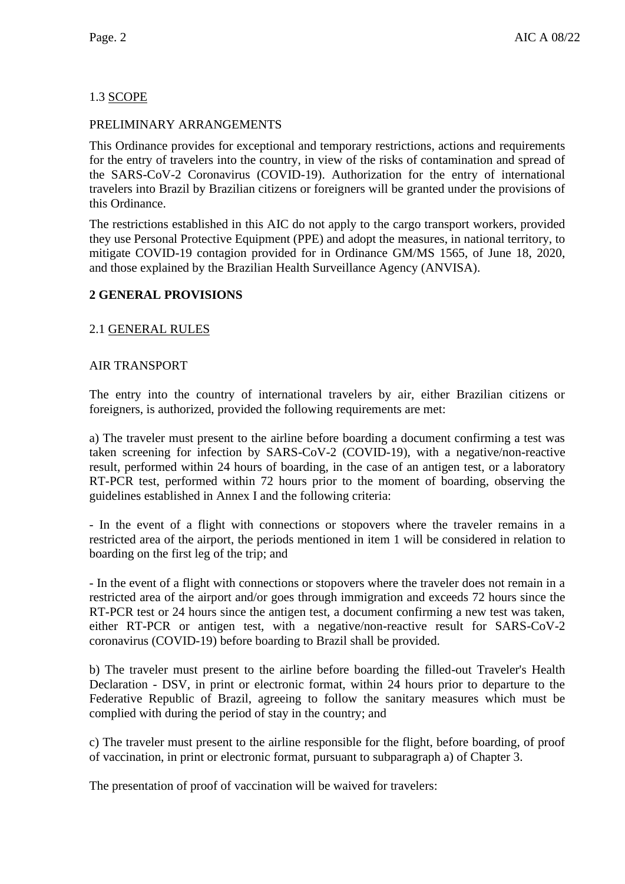### 1.3 SCOPE

PRELIMINARY ARRANGEMENTS

This Ordinance provides for exceptional and temporary restrictions, actions and requirements for the entry of travelers into the country, in view of the risks of contamination and spread of the SARS-CoV-2 Coronavirus (COVID-19). Authorization for the entry of international travelers into Brazil by Brazilian citizens or foreigners will be granted under the provisions of this Ordinance.

The restrictions established in this AIC do not apply to the cargo transport workers, provided they use Personal Protective Equipment (PPE) and adopt the measures, in national territory, to mitigate COVID-19 contagion provided for in Ordinance GM/MS 1565, of June 18, 2020, and those explained by the Brazilian Health Surveillance Agency (ANVISA).

## 2 GENERAL PROVISIONS

### 2.1 GENERAL RULES

AIR TRANSPORT

The entry into the country of international travelers by air, either Brazilian citizens or foreigners, is authorized, provided the following requirements are met:

a) The traveler must present to the airline before boarding a document confirming a test was taken screening for infection by SARS-CoV-2 (COVID-19), with a negative/non-reactive result, performed within 24 hours of boarding, in the case of an antigen test, or a laboratory RT-PCR test, performed within 72 hours prior to the moment of boarding, observing the guidelines established in Annex I and the following criteria:

- In the event of a flight with connections or stopovers where the traveler remains in a restricted area of the airport, the periods mentioned in item 1 will be considered in relation to boarding on the first leg of the trip; and

- In the event of a flight with connections or stopovers where the traveler does not remain in a restricted area of the airport and/or goes through immigration and exceeds 72 hours since the RT-PCR test or 24 hours since the antigen test, a document confirming a new test was taken, either RT-PCR or antigen test, with a negative/non-reactive result for SARS-CoV-2 coronavirus (COVID-19) before boarding to Brazil shall be provided.

b) The traveler must present to the airline before boarding the filled-out Traveler's Health Declaration - DSV, in print or electronic format, within 24 hours prior to departure to the Federative Republic of Brazil, agreeing to follow the sanitary measures which must be complied with during the period of stay in the country; and

c) The traveler must present to the airline responsible for the flight, before boarding, of proof of vaccination, in print or electronic format, pursuant to subparagraph a) of Chapter 3.

The presentation of proof of vaccination will be waived for travelers: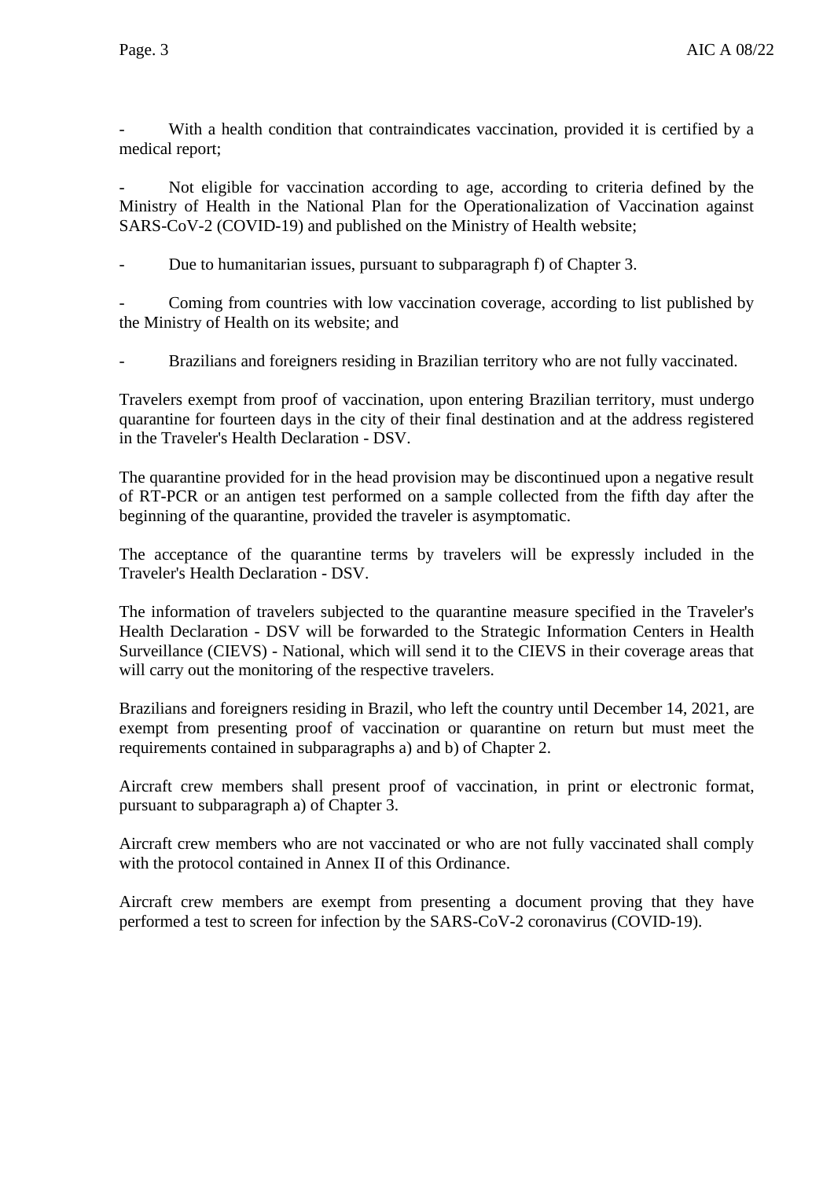- With a health condition that contraindicates vaccination, provided it is certified by a medical report;

- Not eligible for vaccination according to age, according to criteria defined by the Ministry of Health in the National Plan for the Operationalization of Vaccination against SARS-CoV-2 (COVID-19) and published on the Ministry of Health website;

- Due to humanitarian issues, pursuant to subparagraph f) of Chapter 3.

- Coming from countries with low vaccination coverage, according to list published by the Ministry of Health on its website; and

- Brazilians and foreigners residing in Brazilian territory who are not fully vaccinated.

Travelers exempt from proof of vaccination, upon entering Brazilian territory, must undergo quarantine for fourteen days in the city of their final destination and at the address registered in the Traveler's Health Declaration - DSV.

The quarantine provided for in the head provision may be discontinued upon a negative result of RT-PCR or an antigen test performed on a sample collected from the fifth day after the beginning of the quarantine, provided the traveler is asymptomatic.

The acceptance of the quarantine terms by travelers will be expressly included in the Traveler's Health Declaration - DSV.

The information of travelers subjected to the quarantine measure specified in the Traveler's Health Declaration - DSV will be forwarded to the Strategic Information Centers in Health Surveillance (CIEVS) - National, which will send it to the CIEVS in their coverage areas that will carry out the monitoring of the respective travelers.

Brazilians and foreigners residing in Brazil, who left the country until December 14, 2021, are exempt from presenting proof of vaccination or quarantine on return but must meet the requirements contained in subparagraphs a) and b) of Chapter 2.

Aircraft crew members shall present proof of vaccination, in print or electronic format, pursuant to subparagraph a) of Chapter 3.

Aircraft crew members who are not vaccinated or who are not fully vaccinated shall comply with the protocol contained in Annex II of this Ordinance.

Aircraft crew members are exempt from presenting a document proving that they have performed a test to screen for infection by the SARS-CoV-2 coronavirus (COVID-19).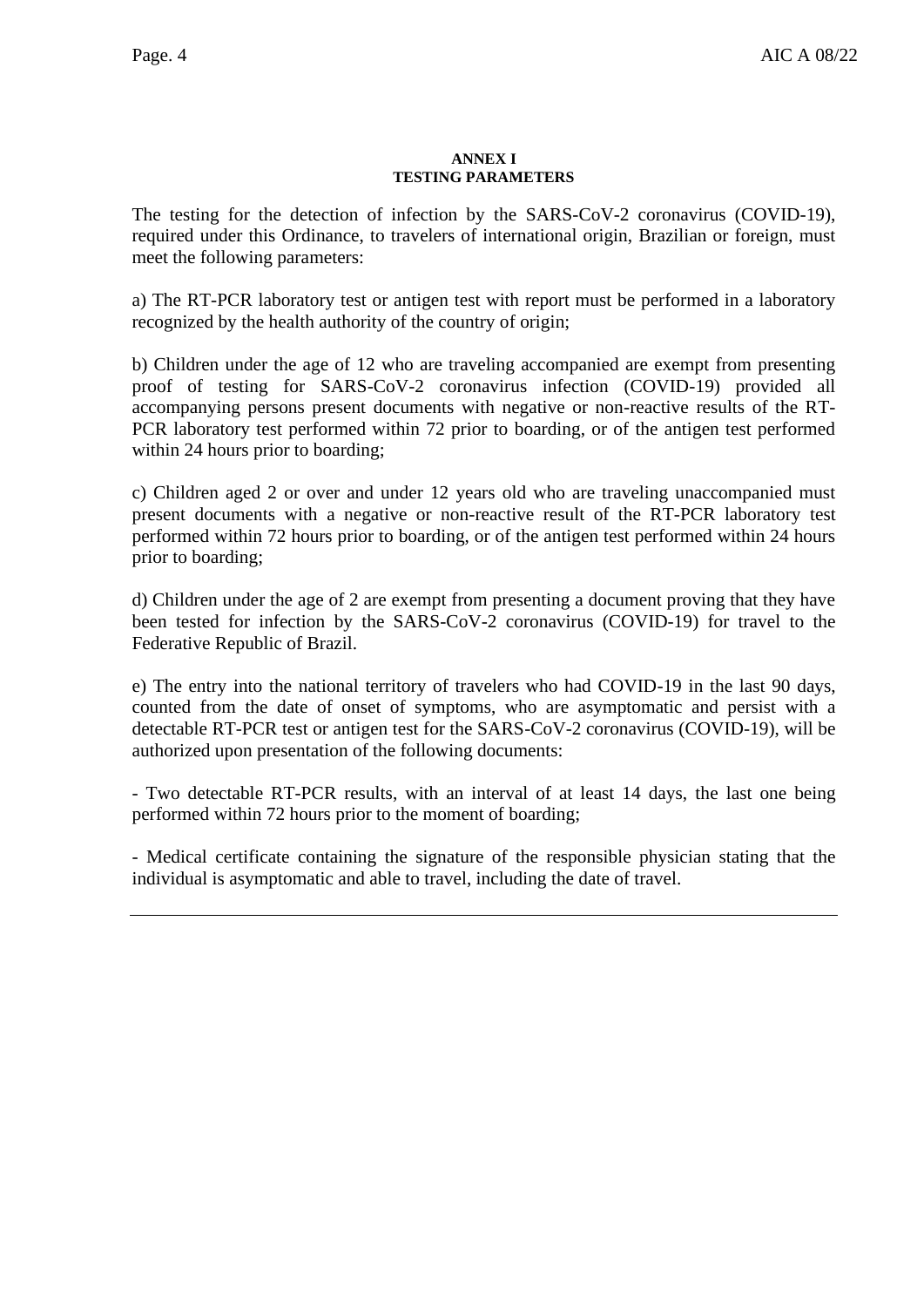**ANNEX I**
**TESTING PARAMETERS**

The testing for the detection of infection by the SARS-CoV-2 coronavirus (COVID-19), required under this Ordinance, to travelers of international origin, Brazilian or foreign, must meet the following parameters:

a) The RT-PCR laboratory test or antigen test with report must be performed in a laboratory recognized by the health authority of the country of origin;

b) Children under the age of 12 who are traveling accompanied are exempt from presenting proof of testing for SARS-CoV-2 coronavirus infection (COVID-19) provided all accompanying persons present documents with negative or non-reactive results of the RT-PCR laboratory test performed within 72 prior to boarding, or of the antigen test performed within 24 hours prior to boarding;

c) Children aged 2 or over and under 12 years old who are traveling unaccompanied must present documents with a negative or non-reactive result of the RT-PCR laboratory test performed within 72 hours prior to boarding, or of the antigen test performed within 24 hours prior to boarding;

d) Children under the age of 2 are exempt from presenting a document proving that they have been tested for infection by the SARS-CoV-2 coronavirus (COVID-19) for travel to the Federative Republic of Brazil.

e) The entry into the national territory of travelers who had COVID-19 in the last 90 days, counted from the date of onset of symptoms, who are asymptomatic and persist with a detectable RT-PCR test or antigen test for the SARS-CoV-2 coronavirus (COVID-19), will be authorized upon presentation of the following documents:

- Two detectable RT-PCR results, with an interval of at least 14 days, the last one being performed within 72 hours prior to the moment of boarding;

- Medical certificate containing the signature of the responsible physician stating that the individual is asymptomatic and able to travel, including the date of travel.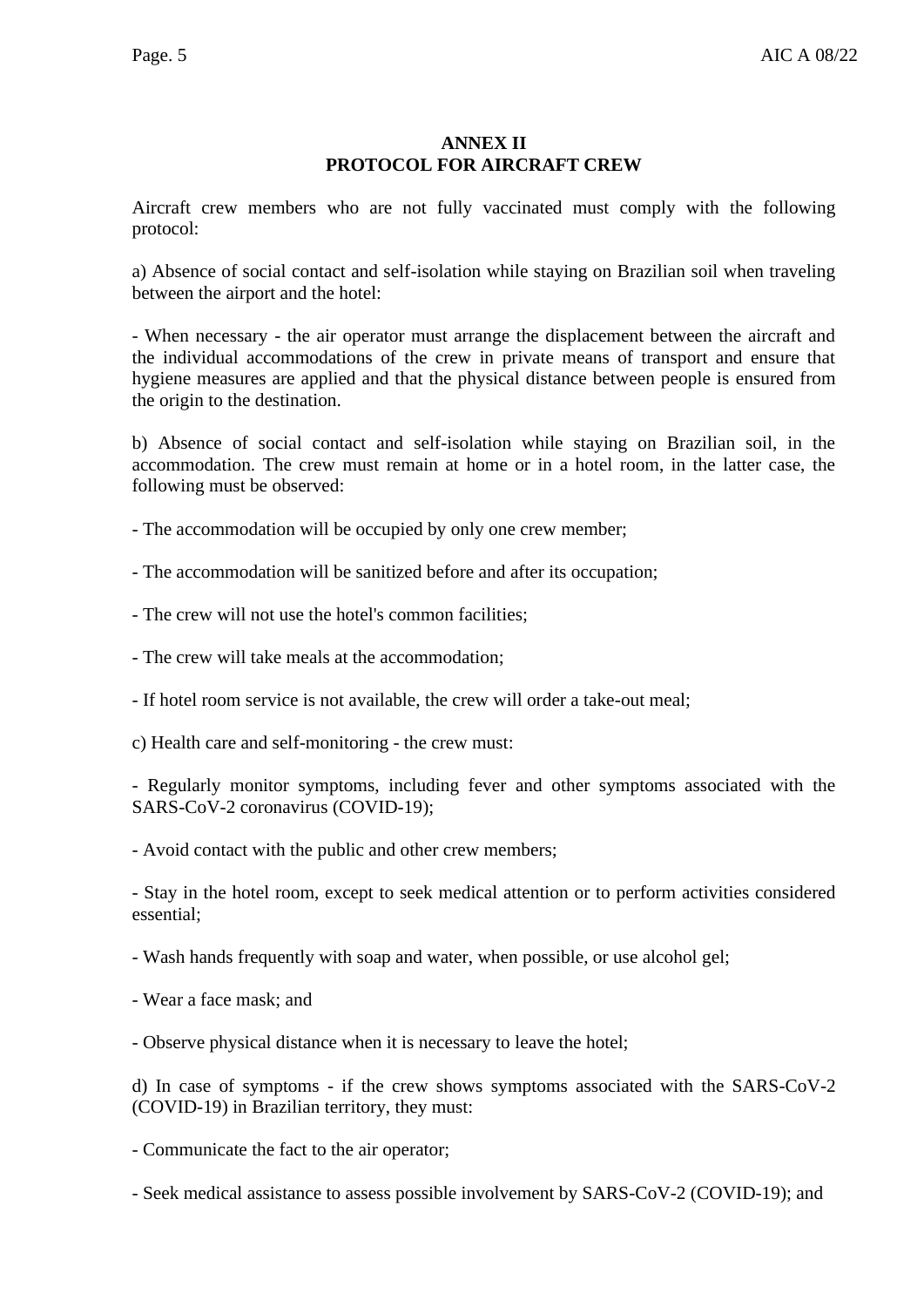## ANNEX II
## PROTOCOL FOR AIRCRAFT CREW

Aircraft crew members who are not fully vaccinated must comply with the following protocol:

a) Absence of social contact and self-isolation while staying on Brazilian soil when traveling between the airport and the hotel:

- When necessary - the air operator must arrange the displacement between the aircraft and the individual accommodations of the crew in private means of transport and ensure that hygiene measures are applied and that the physical distance between people is ensured from the origin to the destination.

b) Absence of social contact and self-isolation while staying on Brazilian soil, in the accommodation. The crew must remain at home or in a hotel room, in the latter case, the following must be observed:

- The accommodation will be occupied by only one crew member;

- The accommodation will be sanitized before and after its occupation;

- The crew will not use the hotel's common facilities;

- The crew will take meals at the accommodation;

- If hotel room service is not available, the crew will order a take-out meal;

c) Health care and self-monitoring - the crew must:

- Regularly monitor symptoms, including fever and other symptoms associated with the SARS-CoV-2 coronavirus (COVID-19);

- Avoid contact with the public and other crew members;

- Stay in the hotel room, except to seek medical attention or to perform activities considered essential;

- Wash hands frequently with soap and water, when possible, or use alcohol gel;

- Wear a face mask; and

- Observe physical distance when it is necessary to leave the hotel;

d) In case of symptoms - if the crew shows symptoms associated with the SARS-CoV-2 (COVID-19) in Brazilian territory, they must:

- Communicate the fact to the air operator;

- Seek medical assistance to assess possible involvement by SARS-CoV-2 (COVID-19); and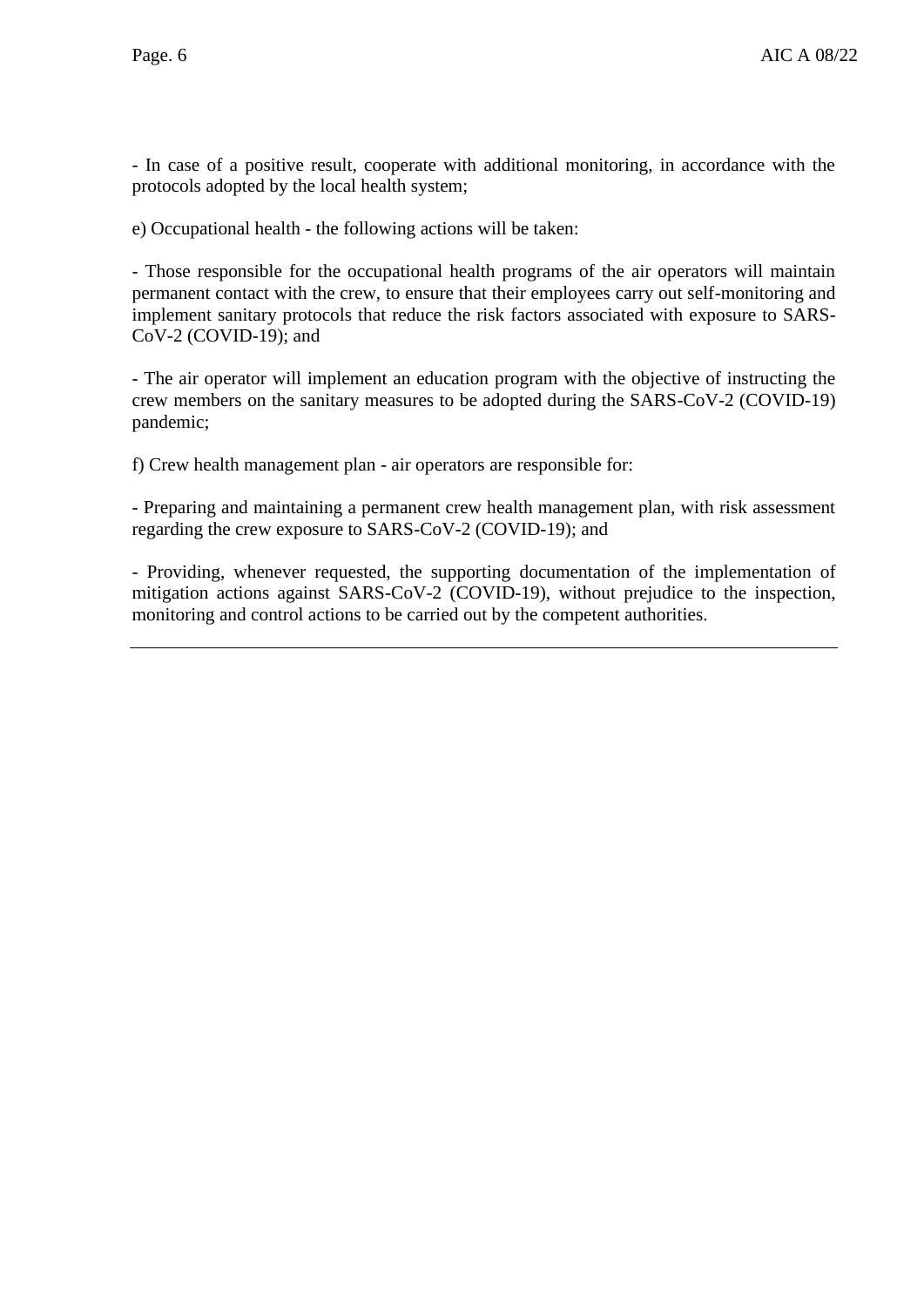- In case of a positive result, cooperate with additional monitoring, in accordance with the protocols adopted by the local health system;

e) Occupational health - the following actions will be taken:

- Those responsible for the occupational health programs of the air operators will maintain permanent contact with the crew, to ensure that their employees carry out self-monitoring and implement sanitary protocols that reduce the risk factors associated with exposure to SARS-CoV-2 (COVID-19); and

- The air operator will implement an education program with the objective of instructing the crew members on the sanitary measures to be adopted during the SARS-CoV-2 (COVID-19) pandemic;

f) Crew health management plan - air operators are responsible for:

- Preparing and maintaining a permanent crew health management plan, with risk assessment regarding the crew exposure to SARS-CoV-2 (COVID-19); and

- Providing, whenever requested, the supporting documentation of the implementation of mitigation actions against SARS-CoV-2 (COVID-19), without prejudice to the inspection, monitoring and control actions to be carried out by the competent authorities.

---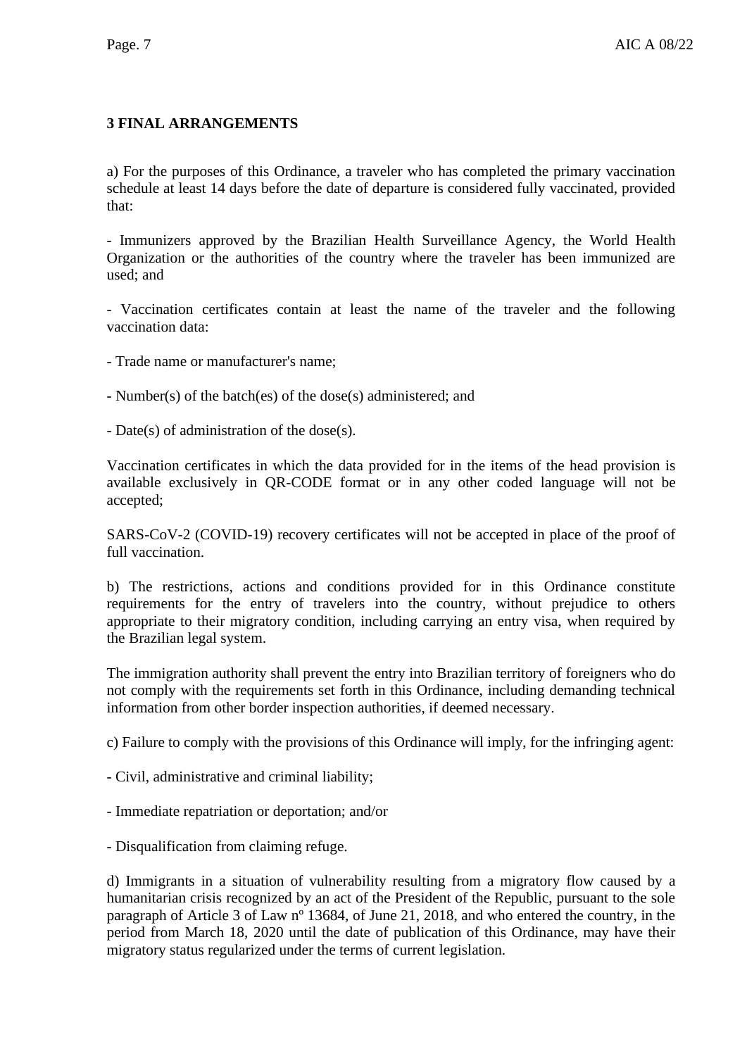## 3 FINAL ARRANGEMENTS

a) For the purposes of this Ordinance, a traveler who has completed the primary vaccination schedule at least 14 days before the date of departure is considered fully vaccinated, provided that:

- Immunizers approved by the Brazilian Health Surveillance Agency, the World Health Organization or the authorities of the country where the traveler has been immunized are used; and

- Vaccination certificates contain at least the name of the traveler and the following vaccination data:

- Trade name or manufacturer's name;

- Number(s) of the batch(es) of the dose(s) administered; and

- Date(s) of administration of the dose(s).

Vaccination certificates in which the data provided for in the items of the head provision is available exclusively in QR-CODE format or in any other coded language will not be accepted;

SARS-CoV-2 (COVID-19) recovery certificates will not be accepted in place of the proof of full vaccination.

b) The restrictions, actions and conditions provided for in this Ordinance constitute requirements for the entry of travelers into the country, without prejudice to others appropriate to their migratory condition, including carrying an entry visa, when required by the Brazilian legal system.

The immigration authority shall prevent the entry into Brazilian territory of foreigners who do not comply with the requirements set forth in this Ordinance, including demanding technical information from other border inspection authorities, if deemed necessary.

c) Failure to comply with the provisions of this Ordinance will imply, for the infringing agent:

- Civil, administrative and criminal liability;

- Immediate repatriation or deportation; and/or

- Disqualification from claiming refuge.

d) Immigrants in a situation of vulnerability resulting from a migratory flow caused by a humanitarian crisis recognized by an act of the President of the Republic, pursuant to the sole paragraph of Article 3 of Law nº 13684, of June 21, 2018, and who entered the country, in the period from March 18, 2020 until the date of publication of this Ordinance, may have their migratory status regularized under the terms of current legislation.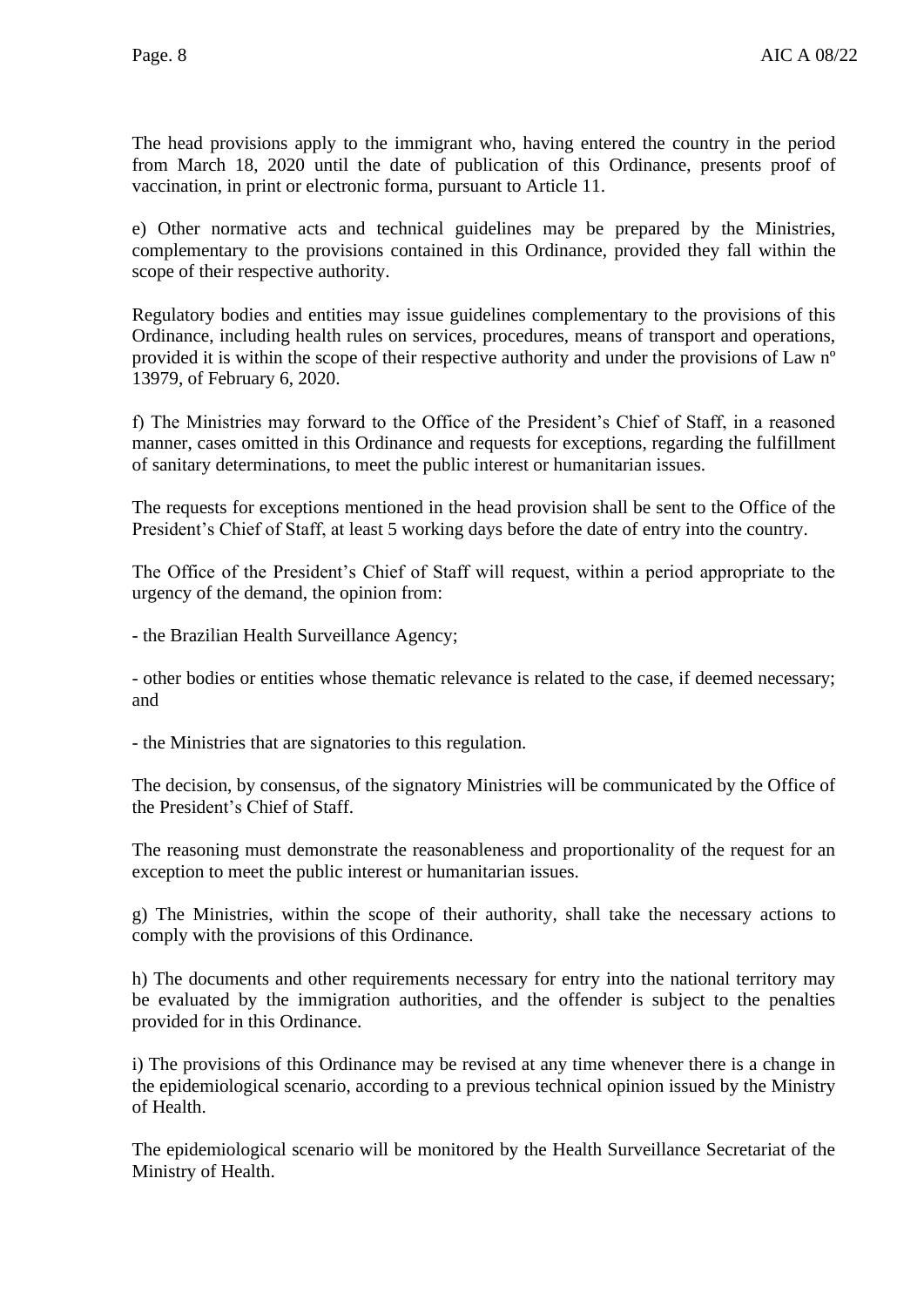The head provisions apply to the immigrant who, having entered the country in the period from March 18, 2020 until the date of publication of this Ordinance, presents proof of vaccination, in print or electronic forma, pursuant to Article 11.

e) Other normative acts and technical guidelines may be prepared by the Ministries, complementary to the provisions contained in this Ordinance, provided they fall within the scope of their respective authority.

Regulatory bodies and entities may issue guidelines complementary to the provisions of this Ordinance, including health rules on services, procedures, means of transport and operations, provided it is within the scope of their respective authority and under the provisions of Law nº 13979, of February 6, 2020.

f) The Ministries may forward to the Office of the President's Chief of Staff, in a reasoned manner, cases omitted in this Ordinance and requests for exceptions, regarding the fulfillment of sanitary determinations, to meet the public interest or humanitarian issues.

The requests for exceptions mentioned in the head provision shall be sent to the Office of the President's Chief of Staff, at least 5 working days before the date of entry into the country.

The Office of the President's Chief of Staff will request, within a period appropriate to the urgency of the demand, the opinion from:

- the Brazilian Health Surveillance Agency;

- other bodies or entities whose thematic relevance is related to the case, if deemed necessary; and

- the Ministries that are signatories to this regulation.

The decision, by consensus, of the signatory Ministries will be communicated by the Office of the President's Chief of Staff.

The reasoning must demonstrate the reasonableness and proportionality of the request for an exception to meet the public interest or humanitarian issues.

g) The Ministries, within the scope of their authority, shall take the necessary actions to comply with the provisions of this Ordinance.

h) The documents and other requirements necessary for entry into the national territory may be evaluated by the immigration authorities, and the offender is subject to the penalties provided for in this Ordinance.

i) The provisions of this Ordinance may be revised at any time whenever there is a change in the epidemiological scenario, according to a previous technical opinion issued by the Ministry of Health.

The epidemiological scenario will be monitored by the Health Surveillance Secretariat of the Ministry of Health.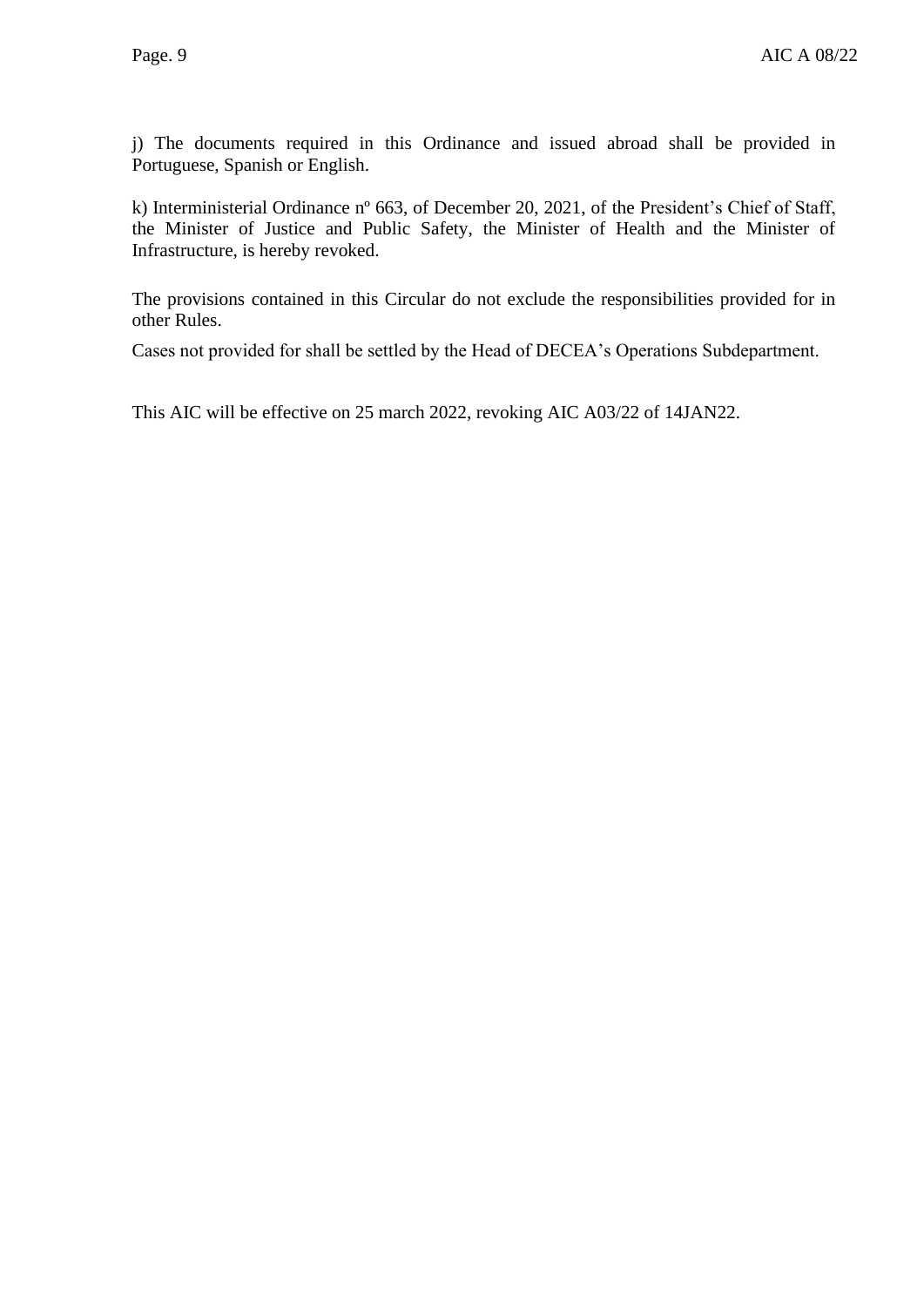j) The documents required in this Ordinance and issued abroad shall be provided in Portuguese, Spanish or English.

k) Interministerial Ordinance nº 663, of December 20, 2021, of the President's Chief of Staff, the Minister of Justice and Public Safety, the Minister of Health and the Minister of Infrastructure, is hereby revoked.

The provisions contained in this Circular do not exclude the responsibilities provided for in other Rules.

Cases not provided for shall be settled by the Head of DECEA's Operations Subdepartment.

This AIC will be effective on 25 march 2022, revoking AIC A03/22 of 14JAN22.